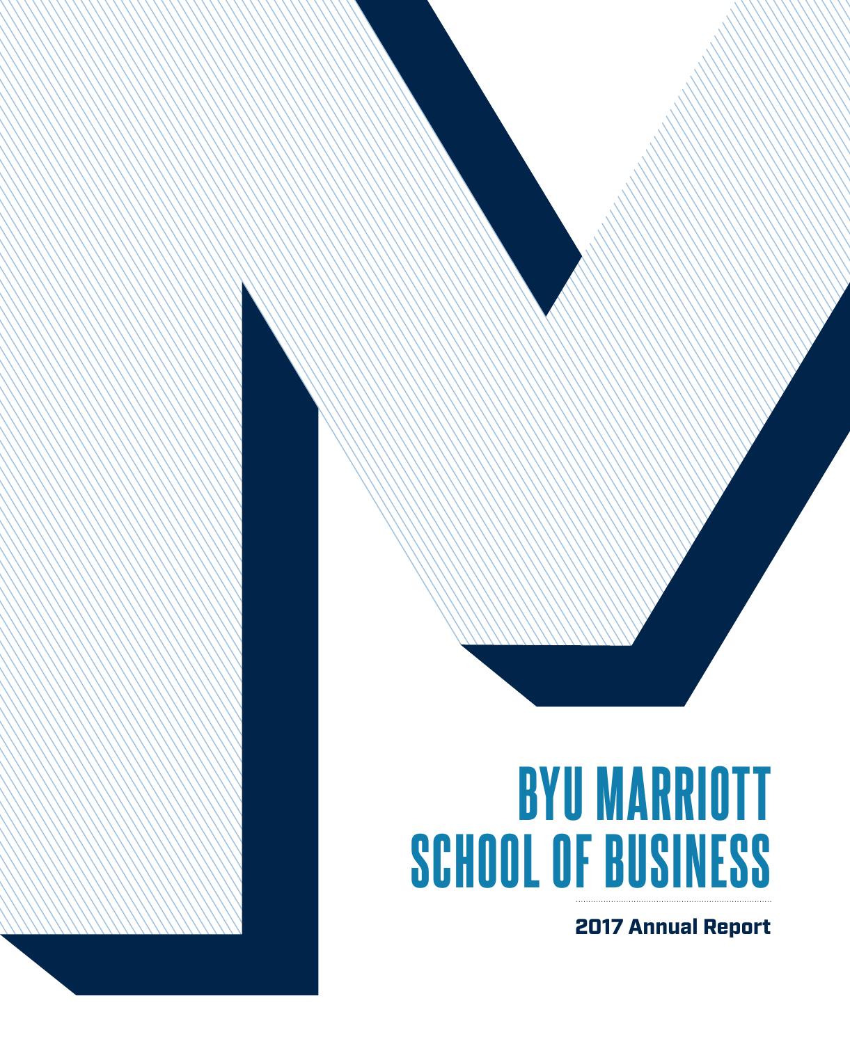# BYU MARRIOTT SCHOOL OF BUSINESS

**2017 Annual Report**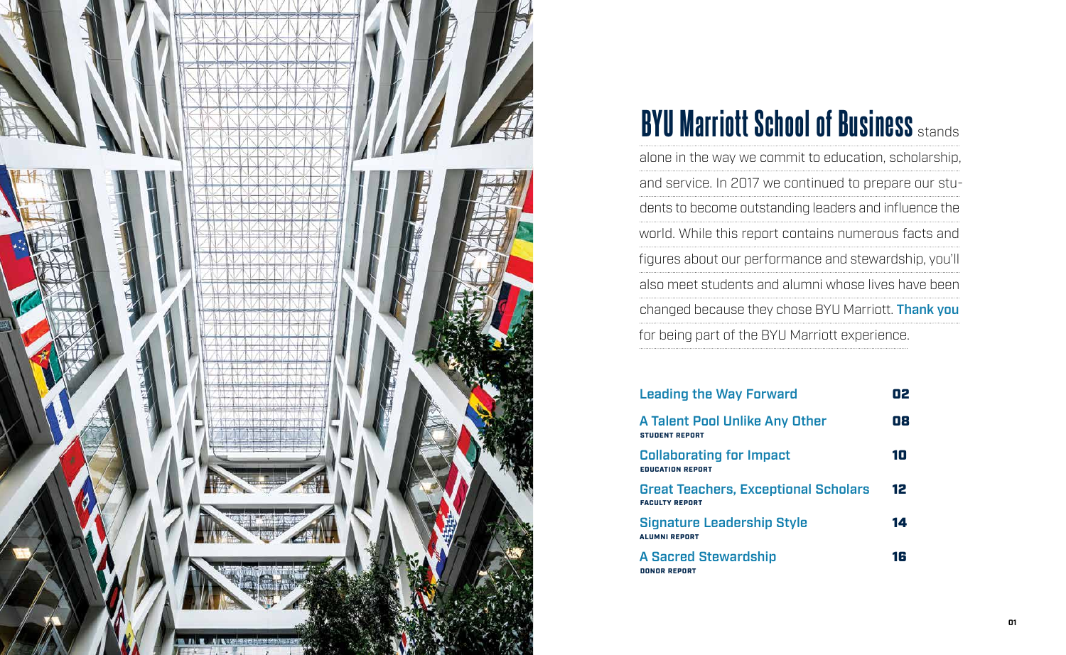**BYU Marriott School of Business** stands alone in the way we commit to education, scholarship, and service. In 2017 we continued to prepare our students to become outstanding leaders and influence the world. While this report contains numerous facts and figures about our performance and stewardship, you'll also meet students and alumni whose lives have been changed because they chose BYU Marriott. **Thank you** for being part of the BYU Marriott experience.

| | |
|---|---|
| **Leading the Way Forward** | **02** |
| **A Talent Pool Unlike Any Other**<br>STUDENT REPORT | **08** |
| **Collaborating for Impact**<br>EDUCATION REPORT | **10** |
| **Great Teachers, Exceptional Scholars**<br>FACULTY REPORT | **12** |
| **Signature Leadership Style**<br>ALUMNI REPORT | **14** |
| **A Sacred Stewardship**<br>DONOR REPORT | **16** |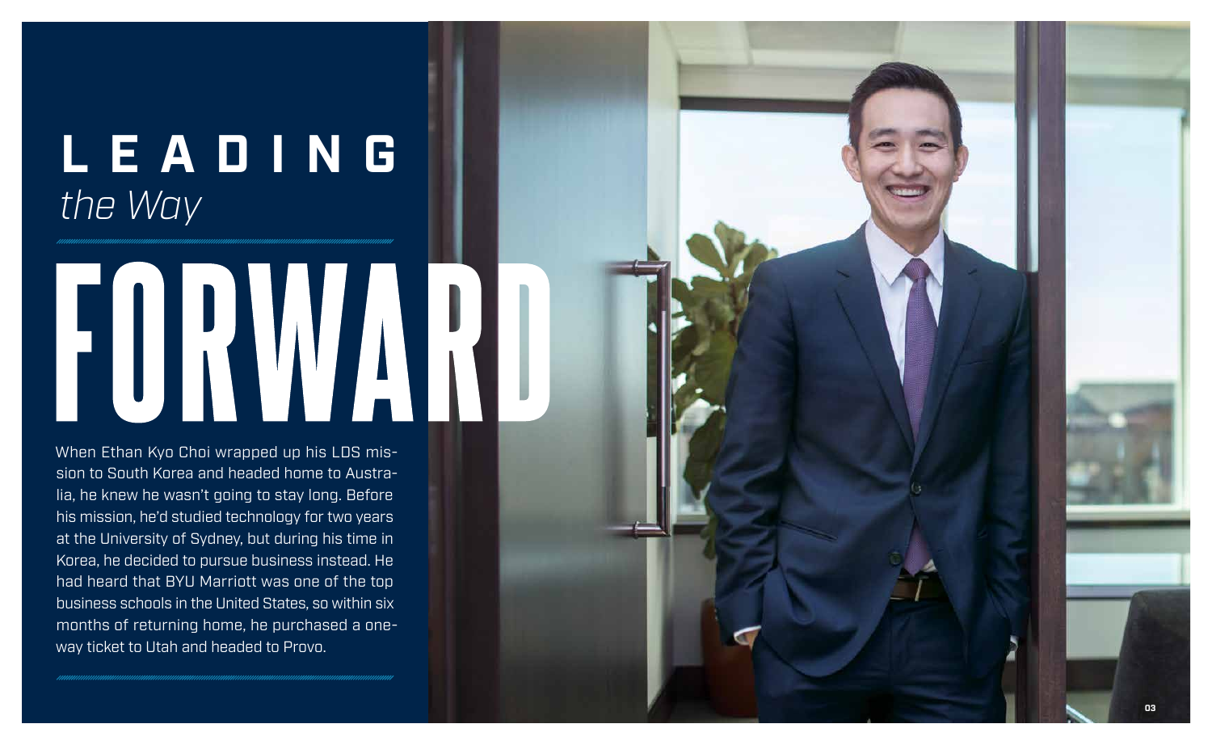# LEADING *the Way* FORWARD

When Ethan Kyo Choi wrapped up his LDS mission to South Korea and headed home to Australia, he knew he wasn't going to stay long. Before his mission, he'd studied technology for two years at the University of Sydney, but during his time in Korea, he decided to pursue business instead. He had heard that BYU Marriott was one of the top business schools in the United States, so within six months of returning home, he purchased a one-way ticket to Utah and headed to Provo.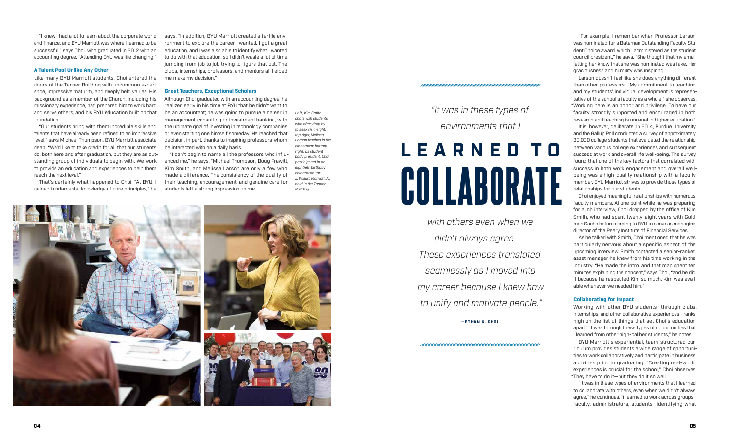"I knew I had a lot to learn about the corporate world and finance, and BYU Marriott was where I learned to be successful," says Choi, who graduated in 2012 with an accounting degree. "Attending BYU was life changing."

### A Talent Pool Unlike Any Other

Like many BYU Marriott students, Choi entered the doors of the Tanner Building with uncommon experience, impressive maturity, and deeply held values. His background as a member of the Church, including his missionary experience, had prepared him to work hard and serve others, and his BYU education built on that foundation.

"Our students bring with them incredible skills and talents that have already been refined to an impressive level," says Michael Thompson, BYU Marriott associate dean. "We'd like to take credit for all that our students do, both here and after graduation, but they are an outstanding group of individuals to begin with. We work to provide an education and experiences to help them reach the next level."

That's certainly what happened to Choi. "At BYU, I gained fundamental knowledge of core principles," he says. "In addition, BYU Marriott created a fertile environment to explore the career I wanted. I got a great education, and I was also able to identify what I wanted to do with that education, so I didn't waste a lot of time jumping from job to job trying to figure that out. The clubs, internships, professors, and mentors all helped me make my decision."

### Great Teachers, Exceptional Scholars

Although Choi graduated with an accounting degree, he realized early in his time at BYU that he didn't want to be an accountant; he was going to pursue a career in management consulting or investment banking, with the ultimate goal of investing in technology companies or even starting one himself someday. He reached that decision, in part, thanks to inspiring professors whom he interacted with on a daily basis.

"I can't begin to name all the professors who influenced me," he says. "Michael Thompson, Doug Prawitt, Kim Smith, and Melissa Larson are only a few who made a difference. The consistency of the quality of their teaching, encouragement, and genuine care for students left a strong impression on me.

*Left, Kim Smith chats with students, who often drop by to seek his insight; top right, Melissa Larson teaches in the classroom; bottom right, as student body president, Choi participated in an eightieth birthday celebration for J. Willard Marriott Jr., held in the Tanner Building.*

> *"It was in these types of environments that I* **LEARNED TO COLLABORATE** *with others even when we didn't always agree. . . . These experiences translated seamlessly as I moved into my career because I knew how to unify and motivate people."*
>
> **—ETHAN K. CHOI**

"For example, I remember when Professor Larson was nominated for a Bateman Outstanding Faculty Student Choice award, which I administered as the student council president," he says. "She thought that my email letting her know that she was nominated was fake. Her graciousness and humility was inspiring."

Larson doesn't feel like she does anything different than other professors. "My commitment to teaching and my students' individual development is representative of the school's faculty as a whole," she observes. "Working here is an honor and privilege. To have our faculty strongly supported and encouraged in both research and teaching is unusual in higher education."

It is, however, deliberate. In 2014, Purdue University and the Gallup Poll conducted a survey of approximately 30,000 college students that evaluated the relationship between various college experiences and subsequent success at work and overall life well-being. The survey found that one of the key factors that correlated with success in both work engagement and overall well-being was a high-quality relationship with a faculty member. BYU Marriott strives to provide those types of relationships for our students.

Choi enjoyed meaningful relationships with numerous faculty members. At one point while he was preparing for a job interview, Choi dropped by the office of Kim Smith, who had spent twenty-eight years with Goldman Sachs before coming to BYU to serve as managing director of the Peery Institute of Financial Services.

As he talked with Smith, Choi mentioned that he was particularly nervous about a specific aspect of the upcoming interview. Smith contacted a senior-ranked asset manager he knew from his time working in the industry. "He made the intro, and that man spent ten minutes explaining the concept," says Choi, "and he did it because he respected Kim so much. Kim was available whenever we needed him."

### Collaborating for Impact

Working with other BYU students—through clubs, internships, and other collaborative experiences—ranks high on the list of things that set Choi's education apart. "It was through these types of opportunities that I learned from other high-caliber students," he notes.

BYU Marriott's experiential, team-structured curriculum provides students a wide range of opportunities to work collaboratively and participate in business activities prior to graduating. "Creating real-world experiences is crucial for the school," Choi observes. "They have to do it—but they do it so well.

"It was in these types of environments that I learned to collaborate with others, even when we didn't always agree," he continues. "I learned to work across groups—faculty, administrators, students—identifying what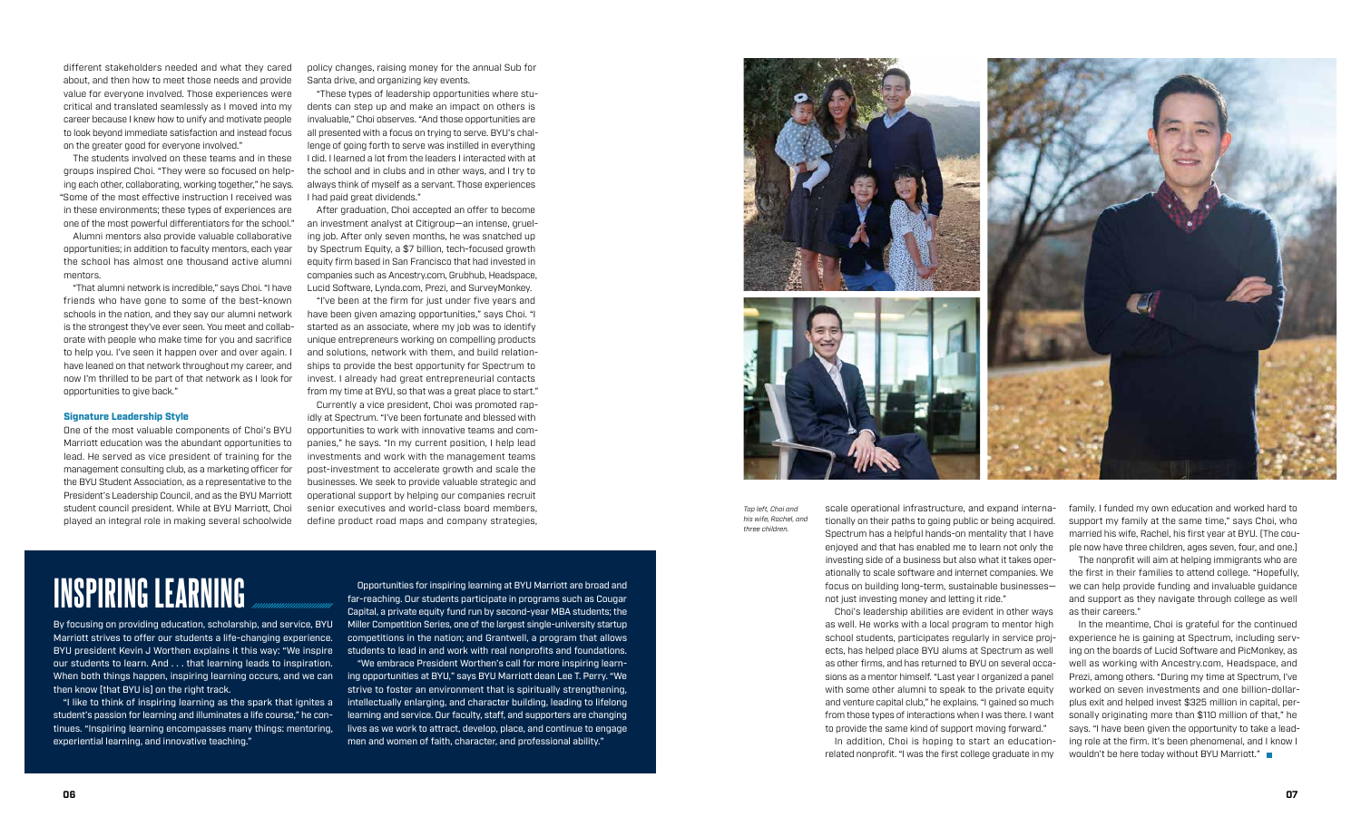different stakeholders needed and what they cared about, and then how to meet those needs and provide value for everyone involved. Those experiences were critical and translated seamlessly as I moved into my career because I knew how to unify and motivate people to look beyond immediate satisfaction and instead focus on the greater good for everyone involved."

The students involved on these teams and in these groups inspired Choi. "They were so focused on helping each other, collaborating, working together," he says. "Some of the most effective instruction I received was in these environments; these types of experiences are one of the most powerful differentiators for the school."

Alumni mentors also provide valuable collaborative opportunities; in addition to faculty mentors, each year the school has almost one thousand active alumni mentors.

"That alumni network is incredible," says Choi. "I have friends who have gone to some of the best-known schools in the nation, and they say our alumni network is the strongest they've ever seen. You meet and collaborate with people who make time for you and sacrifice to help you. I've seen it happen over and over again. I have leaned on that network throughout my career, and now I'm thrilled to be part of that network as I look for opportunities to give back."

### Signature Leadership Style

One of the most valuable components of Choi's BYU Marriott education was the abundant opportunities to lead. He served as vice president of training for the management consulting club, as a marketing officer for the BYU Student Association, as a representative to the President's Leadership Council, and as the BYU Marriott student council president. While at BYU Marriott, Choi played an integral role in making several schoolwide policy changes, raising money for the annual Sub for Santa drive, and organizing key events.

"These types of leadership opportunities where students can step up and make an impact on others is invaluable," Choi observes. "And those opportunities are all presented with a focus on trying to serve. BYU's challenge of going forth to serve was instilled in everything I did. I learned a lot from the leaders I interacted with at the school and in clubs and in other ways, and I try to always think of myself as a servant. Those experiences I had paid great dividends."

After graduation, Choi accepted an offer to become an investment analyst at Citigroup—an intense, grueling job. After only seven months, he was snatched up by Spectrum Equity, a $7 billion, tech-focused growth equity firm based in San Francisco that had invested in companies such as Ancestry.com, Grubhub, Headspace, Lucid Software, Lynda.com, Prezi, and SurveyMonkey.

"I've been at the firm for just under five years and have been given amazing opportunities," says Choi. "I started as an associate, where my job was to identify unique entrepreneurs working on compelling products and solutions, network with them, and build relationships to provide the best opportunity for Spectrum to invest. I already had great entrepreneurial contacts from my time at BYU, so that was a great place to start."

Currently a vice president, Choi was promoted rapidly at Spectrum. "I've been fortunate and blessed with opportunities to work with innovative teams and companies," he says. "In my current position, I help lead investments and work with the management teams post-investment to accelerate growth and scale the businesses. We seek to provide valuable strategic and operational support by helping our companies recruit senior executives and world-class board members, define product road maps and company strategies, scale operational infrastructure, and expand internationally on their paths to going public or being acquired. Spectrum has a helpful hands-on mentality that I have enjoyed and that has enabled me to learn not only the investing side of a business but also what it takes operationally to scale software and internet companies. We focus on building long-term, sustainable businesses—not just investing money and letting it ride."

Choi's leadership abilities are evident in other ways as well. He works with a local program to mentor high school students, participates regularly in service projects, has helped place BYU alums at Spectrum as well as other firms, and has returned to BYU on several occasions as a mentor himself. "Last year I organized a panel with some other alumni to speak to the private equity and venture capital club," he explains. "I gained so much from those types of interactions when I was there. I want to provide the same kind of support moving forward."

In addition, Choi is hoping to start an education-related nonprofit. "I was the first college graduate in my family. I funded my own education and worked hard to support my family at the same time," says Choi, who married his wife, Rachel, his first year at BYU. (The couple now have three children, ages seven, four, and one.)

The nonprofit will aim at helping immigrants who are the first in their families to attend college. "Hopefully, we can help provide funding and invaluable guidance and support as they navigate through college as well as their careers."

In the meantime, Choi is grateful for the continued experience he is gaining at Spectrum, including serving on the boards of Lucid Software and PicMonkey, as well as working with Ancestry.com, Headspace, and Prezi, among others. "During my time at Spectrum, I've worked on seven investments and one billion-dollar-plus exit and helped invest $325 million in capital, personally originating more than $110 million of that," he says. "I have been given the opportunity to take a leading role at the firm. It's been phenomenal, and I know I wouldn't be here today without BYU Marriott."

*Top left, Choi and his wife, Rachel, and three children.*

## INSPIRING LEARNING

By focusing on providing education, scholarship, and service, BYU Marriott strives to offer our students a life-changing experience. BYU president Kevin J Worthen explains it this way: "We inspire our students to learn. And . . . that learning leads to inspiration. When both things happen, inspiring learning occurs, and we can then know [that BYU is] on the right track.

"I like to think of inspiring learning as the spark that ignites a student's passion for learning and illuminates a life course," he continues. "Inspiring learning encompasses many things: mentoring, experiential learning, and innovative teaching."

Opportunities for inspiring learning at BYU Marriott are broad and far-reaching. Our students participate in programs such as Cougar Capital, a private equity fund run by second-year MBA students; the Miller Competition Series, one of the largest single-university startup competitions in the nation; and Grantwell, a program that allows students to lead in and work with real nonprofits and foundations.

"We embrace President Worthen's call for more inspiring learning opportunities at BYU," says BYU Marriott dean Lee T. Perry. "We strive to foster an environment that is spiritually strengthening, intellectually enlarging, and character building, leading to lifelong learning and service. Our faculty, staff, and supporters are changing lives as we work to attract, develop, place, and continue to engage men and women of faith, character, and professional ability."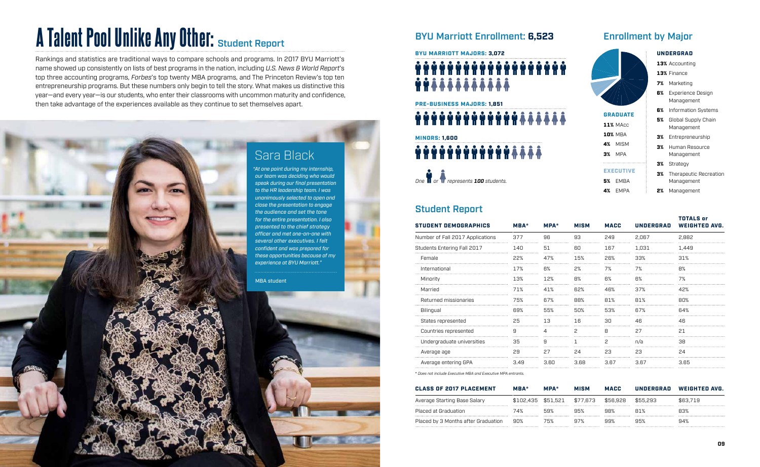# A Talent Pool Unlike Any Other: Student Report

Rankings and statistics are traditional ways to compare schools and programs. In 2017 BYU Marriott's name showed up consistently on lists of best programs in the nation, including *U.S. News & World Report*'s top three accounting programs, *Forbes*'s top twenty MBA programs, and The Princeton Review's top ten entrepreneurship programs. But these numbers only begin to tell the story. What makes us distinctive this year—and every year—is our students, who enter their classrooms with uncommon maturity and confidence, then take advantage of the experiences available as they continue to set themselves apart.

## Sara Black

*"At one point during my internship, our team was deciding who would speak during our final presentation to the HR leadership team. I was unanimously selected to open and close the presentation to engage the audience and set the tone for the entire presentation. I also presented to the chief strategy officer and met one-on-one with several other executives. I felt confident and was prepared for these opportunities because of my experience at BYU Marriott."*

MBA student

## BYU Marriott Enrollment: 6,523

**BYU MARRIOTT MAJORS: 3,072**

**PRE-BUSINESS MAJORS: 1,851**

**MINORS: 1,600**

*One or represents **100** students.*

## Enrollment by Major

**UNDERGRAD**

- **13%** Accounting
- **13%** Finance
- **7%** Marketing
- **6%** Experience Design Management
- **6%** Information Systems
- **5%** Global Supply Chain Management
- **3%** Entrepreneurship
- **3%** Human Resource Management
- **3%** Strategy
- **3%** Therapeutic Recreation Management
- **2%** Management

**GRADUATE**

- **11%** MAcc
- **10%** MBA
- **4%** MISM
- **3%** MPA

**EXECUTIVE**

- **5%** EMBA
- **4%** EMPA

## Student Report

| STUDENT DEMOGRAPHICS | MBA* | MPA* | MISM | MACC | UNDERGRAD | TOTALS or WEIGHTED AVG. |
|---|---|---|---|---|---|---|
| Number of Fall 2017 Applications | 377 | 96 | 93 | 249 | 2,067 | 2,882 |
| Students Entering Fall 2017 | 140 | 51 | 60 | 167 | 1,031 | 1,449 |
| Female | 22% | 47% | 15% | 26% | 33% | 31% |
| International | 17% | 6% | 2% | 7% | 7% | 8% |
| Minority | 13% | 12% | 8% | 6% | 6% | 7% |
| Married | 71% | 41% | 62% | 46% | 37% | 42% |
| Returned missionaries | 75% | 67% | 88% | 81% | 81% | 80% |
| Bilingual | 69% | 55% | 50% | 53% | 67% | 64% |
| States represented | 25 | 13 | 16 | 30 | 46 | 46 |
| Countries represented | 9 | 4 | 2 | 8 | 27 | 21 |
| Undergraduate universities | 35 | 9 | 1 | 2 | n/a | 38 |
| Average age | 29 | 27 | 24 | 23 | 23 | 24 |
| Average entering GPA | 3.49 | 3.60 | 3.68 | 3.67 | 3.67 | 3.65 |

*\* Does not include Executive MBA and Executive MPA entrants.*

| CLASS OF 2017 PLACEMENT | MBA* | MPA* | MISM | MACC | UNDERGRAD | WEIGHTED AVG. |
|---|---|---|---|---|---|---|
| Average Starting Base Salary | $102,435 | $51,521 | $77,673 | $56,928 | $55,293 | $63,719 |
| Placed at Graduation | 74% | 59% | 95% | 98% | 81% | 83% |
| Placed by 3 Months after Graduation | 90% | 75% | 97% | 99% | 95% | 94% |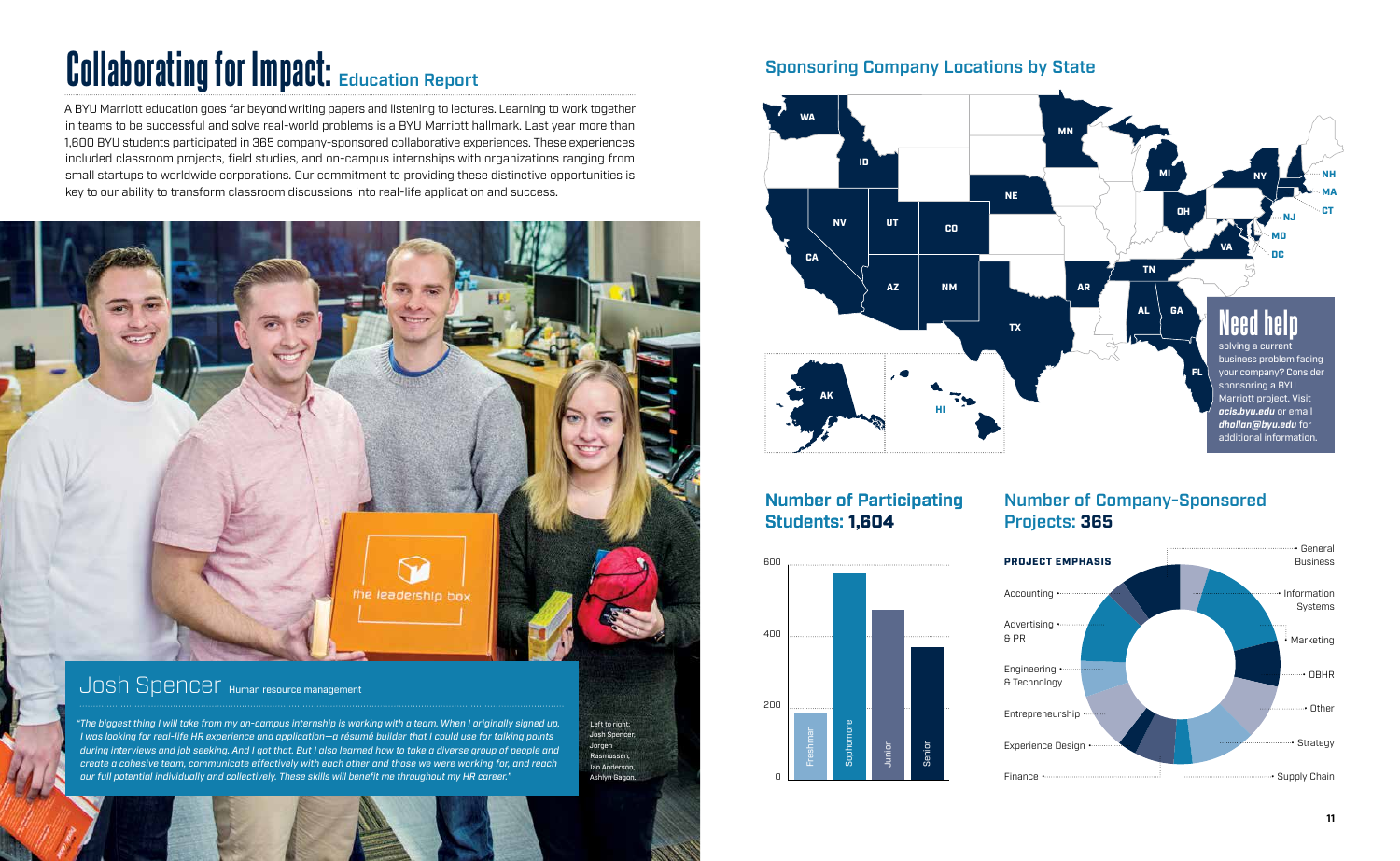# Collaborating for Impact: Education Report

A BYU Marriott education goes far beyond writing papers and listening to lectures. Learning to work together in teams to be successful and solve real-world problems is a BYU Marriott hallmark. Last year more than 1,600 BYU students participated in 365 company-sponsored collaborative experiences. These experiences included classroom projects, field studies, and on-campus internships with organizations ranging from small startups to worldwide corporations. Our commitment to providing these distinctive opportunities is key to our ability to transform classroom discussions into real-life application and success.

## Josh Spencer Human resource management

*"The biggest thing I will take from my on-campus internship is working with a team. When I originally signed up, I was looking for real-life HR experience and application—a résumé builder that I could use for talking points during interviews and job seeking. And I got that. But I also learned how to take a diverse group of people and create a cohesive team, communicate effectively with each other and those we were working for, and reach our full potential individually and collectively. These skills will benefit me throughout my HR career."*

Left to right: Josh Spencer, Jorgen Rasmussen, Ian Anderson, Ashlyn Gagon.

## Sponsoring Company Locations by State

WA, ID, NV, UT, CO, CA, AZ, NM, TX, NE, MN, AR, MI, OH, TN, AL, GA, FL, NY, NH, MA, CT, NJ, MD, DC, VA, AK, HI

**Need help** solving a current business problem facing your company? Consider sponsoring a BYU Marriott project. Visit ***ocis.byu.edu*** or email ***dhollan@byu.edu*** for additional information.

## Number of Participating Students: **1,604**

| Class | Approx. number of students |
| --- | --- |
| Freshman | ~185 |
| Sophomore | ~580 |
| Junior | ~475 |
| Senior | ~375 |

## Number of Company-Sponsored Projects: **365**

**PROJECT EMPHASIS**

- Accounting
- Advertising & PR
- Engineering & Technology
- Entrepreneurship
- Experience Design
- Finance
- General Business
- Information Systems
- Marketing
- OBHR
- Other
- Strategy
- Supply Chain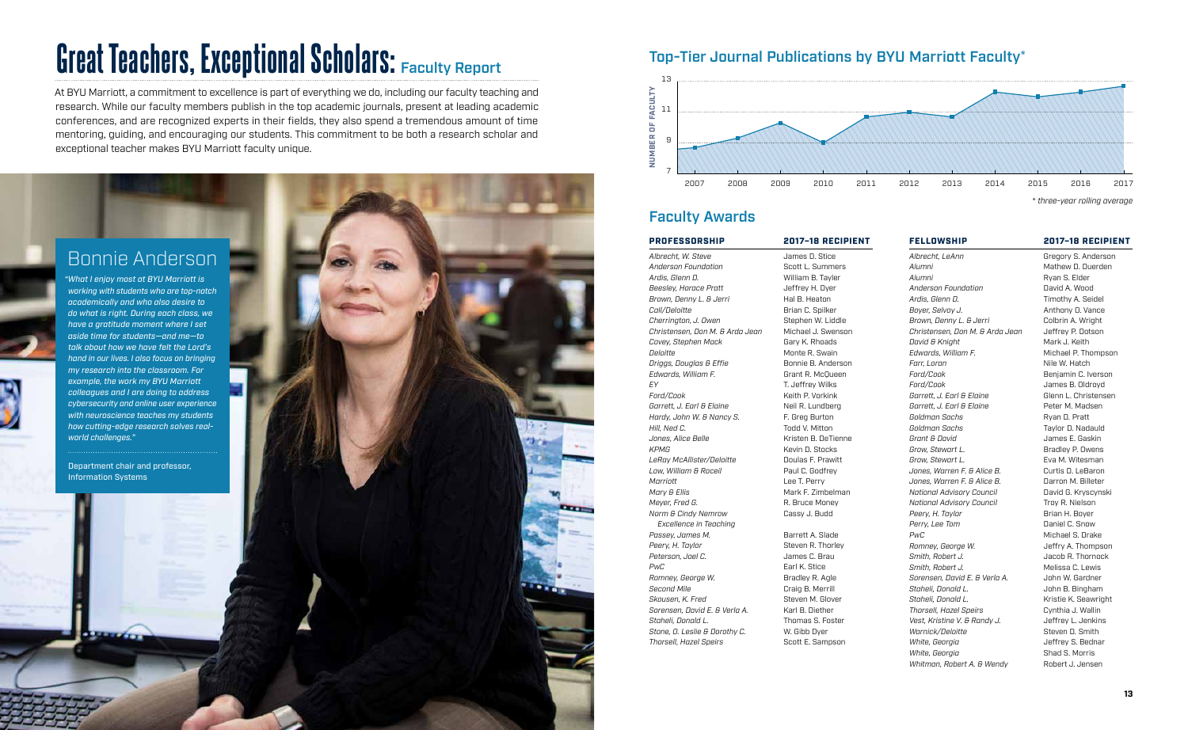# Great Teachers, Exceptional Scholars: Faculty Report

At BYU Marriott, a commitment to excellence is part of everything we do, including our faculty teaching and research. While our faculty members publish in the top academic journals, present at leading academic conferences, and are recognized experts in their fields, they also spend a tremendous amount of time mentoring, guiding, and encouraging our students. This commitment to be both a research scholar and exceptional teacher makes BYU Marriott faculty unique.

## Bonnie Anderson

*"What I enjoy most at BYU Marriott is working with students who are top-notch academically and who also desire to do what is right. During each class, we have a gratitude moment where I set aside time for students—and me—to talk about how we have felt the Lord's hand in our lives. I also focus on bringing my research into the classroom. For example, the work my BYU Marriott colleagues and I are doing to address cybersecurity and online user experience with neuroscience teaches my students how cutting-edge research solves real-world challenges."*

Department chair and professor, Information Systems

## Top-Tier Journal Publications by BYU Marriott Faculty*

NUMBER OF FACULTY (axis 7–13), years 2007–2017

\* three-year rolling average

## Faculty Awards

| PROFESSORSHIP | 2017–18 RECIPIENT |
|---|---|
| *Albrecht, W. Steve* | James D. Stice |
| *Anderson Foundation* | Scott L. Summers |
| *Ardis, Glenn D.* | William B. Tayler |
| *Beesley, Horace Pratt* | Jeffrey H. Dyer |
| *Brown, Denny L. & Jerri* | Hal B. Heaton |
| *Call/Deloitte* | Brian C. Spilker |
| *Cherrington, J. Owen* | Stephen W. Liddle |
| *Christensen, Don M. & Arda Jean* | Michael J. Swenson |
| *Covey, Stephen Mack* | Gary K. Rhoads |
| *Deloitte* | Monte R. Swain |
| *Driggs, Douglas & Effie* | Bonnie B. Anderson |
| *Edwards, William F.* | Grant R. McQueen |
| *EY* | T. Jeffrey Wilks |
| *Ford/Cook* | Keith P. Vorkink |
| *Garrett, J. Earl & Elaine* | Neil R. Lundberg |
| *Hardy, John W. & Nancy S.* | F. Greg Burton |
| *Hill, Ned C.* | Todd V. Mitton |
| *Jones, Alice Belle* | Kristen B. DeTienne |
| *KPMG* | Kevin D. Stocks |
| *LeRay McAllister/Deloitte* | Doulas F. Prawitt |
| *Low, William & Roceil* | Paul C. Godfrey |
| *Marriott* | Lee T. Perry |
| *Mary & Ellis* | Mark F. Zimbelman |
| *Meyer, Fred G.* | R. Bruce Money |
| *Norm & Cindy Nemrow Excellence in Teaching* | Cassy J. Budd |
| *Passey, James M.* | Barrett A. Slade |
| *Peery, H. Taylor* | Steven R. Thorley |
| *Peterson, Joel C.* | James C. Brau |
| *PwC* | Earl K. Stice |
| *Romney, George W.* | Bradley R. Agle |
| *Second Mile* | Craig B. Merrill |
| *Skousen, K. Fred* | Steven M. Glover |
| *Sorensen, David E. & Verla A.* | Karl B. Diether |
| *Staheli, Donald L.* | Thomas S. Foster |
| *Stone, O. Leslie & Dorothy C.* | W. Gibb Dyer |
| *Thorsell, Hazel Speirs* | Scott E. Sampson |

| FELLOWSHIP | 2017–18 RECIPIENT |
|---|---|
| *Albrecht, LeAnn* | Gregory S. Anderson |
| *Alumni* | Mathew D. Duerden |
| *Alumni* | Ryan S. Elder |
| *Anderson Foundation* | David A. Wood |
| *Ardis, Glenn D.* | Timothy A. Seidel |
| *Boyer, Selvoy J.* | Anthony O. Vance |
| *Brown, Denny L. & Jerri* | Colbrin A. Wright |
| *Christensen, Don M. & Arda Jean* | Jeffrey P. Dotson |
| *David & Knight* | Mark J. Keith |
| *Edwards, William F.* | Michael P. Thompson |
| *Farr, Loran* | Nile W. Hatch |
| *Ford/Cook* | Benjamin C. Iverson |
| *Ford/Cook* | James B. Oldroyd |
| *Garrett, J. Earl & Elaine* | Glenn L. Christensen |
| *Garrett, J. Earl & Elaine* | Peter M. Madsen |
| *Goldman Sachs* | Ryan D. Pratt |
| *Goldman Sachs* | Taylor D. Nadauld |
| *Grant & David* | James E. Gaskin |
| *Grow, Stewart L.* | Bradley P. Owens |
| *Grow, Stewart L.* | Eva M. Witesman |
| *Jones, Warren F. & Alice B.* | Curtis D. LeBaron |
| *Jones, Warren F. & Alice B.* | Darron M. Billeter |
| *National Advisory Council* | David G. Kryscynski |
| *National Advisory Council* | Troy R. Nielson |
| *Peery, H. Taylor* | Brian H. Boyer |
| *Perry, Lee Tom* | Daniel C. Snow |
| *PwC* | Michael S. Drake |
| *Romney, George W.* | Jeffry A. Thompson |
| *Smith, Robert J.* | Jacob R. Thornock |
| *Smith, Robert J.* | Melissa C. Lewis |
| *Sorensen, David E. & Verla A.* | John W. Gardner |
| *Staheli, Donald L.* | John B. Bingham |
| *Staheli, Donald L.* | Kristie K. Seawright |
| *Thorsell, Hazel Speirs* | Cynthia J. Wallin |
| *Vest, Kristine V. & Randy J.* | Jeffrey L. Jenkins |
| *Warnick/Deloitte* | Steven D. Smith |
| *White, Georgia* | Jeffrey S. Bednar |
| *White, Georgia* | Shad S. Morris |
| *Whitman, Robert A. & Wendy* | Robert J. Jensen |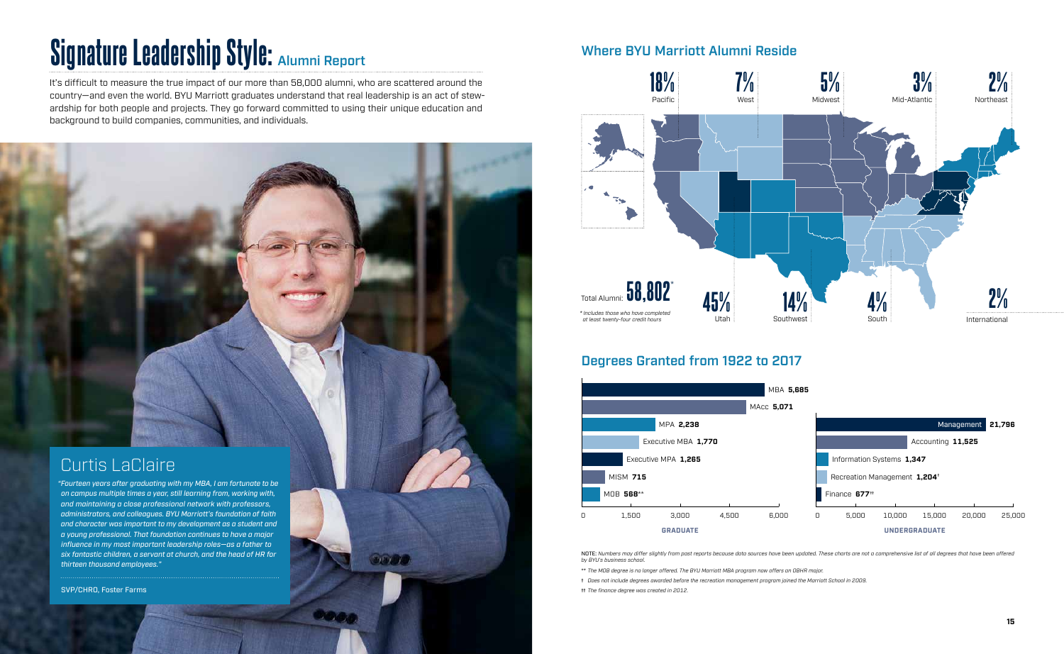# Signature Leadership Style: Alumni Report

It's difficult to measure the true impact of our more than 58,000 alumni, who are scattered around the country—and even the world. BYU Marriott graduates understand that real leadership is an act of stewardship for both people and projects. They go forward committed to using their unique education and background to build companies, communities, and individuals.

## Curtis LaClaire

*"Fourteen years after graduating with my MBA, I am fortunate to be on campus multiple times a year, still learning from, working with, and maintaining a close professional network with professors, administrators, and colleagues. BYU Marriott's foundation of faith and character was important to my development as a student and a young professional. That foundation continues to have a major influence in my most important leadership roles—as a father to six fantastic children, a servant at church, and the head of HR for thirteen thousand employees."*

SVP/CHRO, Foster Farms

## Where BYU Marriott Alumni Reside

| Region | Percentage |
|---|---|
| Pacific | 18% |
| West | 7% |
| Midwest | 5% |
| Mid-Atlantic | 3% |
| Northeast | 2% |
| Utah | 45% |
| Southwest | 14% |
| South | 4% |
| International | 2% |

Total Alumni: **58,802***

*\* Includes those who have completed at least twenty-four credit hours*

## Degrees Granted from 1922 to 2017

**Graduate**

| Degree | Number |
|---|---|
| MBA | 5,685 |
| MAcc | 5,071 |
| MPA | 2,238 |
| Executive MBA | 1,770 |
| Executive MPA | 1,265 |
| MISM | 715 |
| MOB | 568** |

**Undergraduate**

| Degree | Number |
|---|---|
| Management | 21,796 |
| Accounting | 11,525 |
| Information Systems | 1,347 |
| Recreation Management | 1,204† |
| Finance | 677†† |

NOTE: *Numbers may differ slightly from past reports because data sources have been updated. These charts are not a comprehensive list of all degrees that have been offered by BYU's business school.*

\*\* *The MOB degree is no longer offered. The BYU Marriott MBA program now offers an OBHR major.*

† *Does not include degrees awarded before the recreation management program joined the Marriott School in 2009.*

†† *The finance degree was created in 2012.*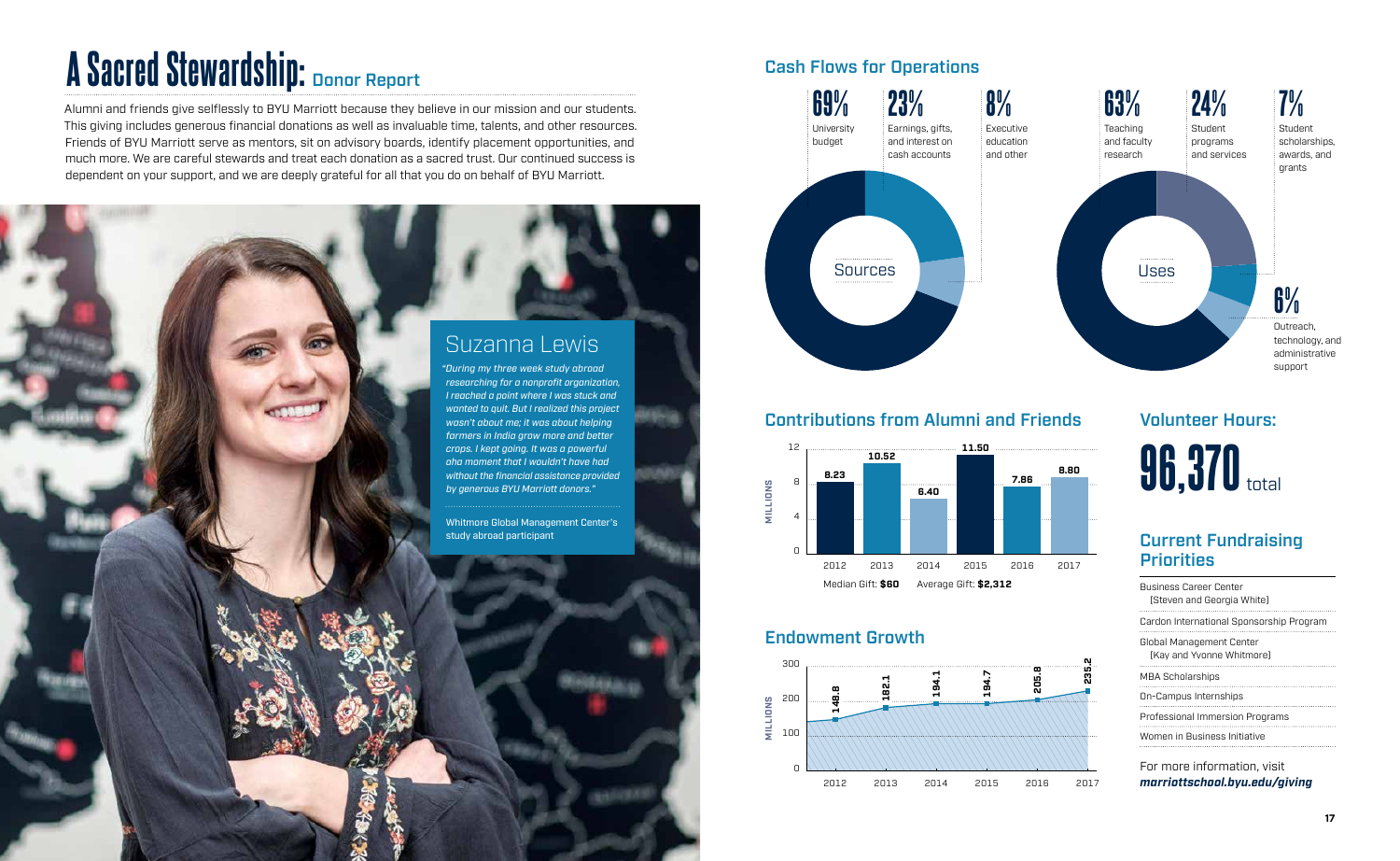# A Sacred Stewardship: Donor Report

Alumni and friends give selflessly to BYU Marriott because they believe in our mission and our students. This giving includes generous financial donations as well as invaluable time, talents, and other resources. Friends of BYU Marriott serve as mentors, sit on advisory boards, identify placement opportunities, and much more. We are careful stewards and treat each donation as a sacred trust. Our continued success is dependent on your support, and we are deeply grateful for all that you do on behalf of BYU Marriott.

## Suzanna Lewis

*"During my three week study abroad researching for a nonprofit organization, I reached a point where I was stuck and wanted to quit. But I realized this project wasn't about me; it was about helping farmers in India grow more and better crops. I kept going. It was a powerful aha moment that I wouldn't have had without the financial assistance provided by generous BYU Marriott donors."*

Whitmore Global Management Center's study abroad participant

## Cash Flows for Operations

**Sources**

- **69%** University budget
- **23%** Earnings, gifts, and interest on cash accounts
- **8%** Executive education and other

**Uses**

- **63%** Teaching and faculty research
- **24%** Student programs and services
- **7%** Student scholarships, awards, and grants
- **6%** Outreach, technology, and administrative support

## Contributions from Alumni and Friends

| Year | Millions |
|---|---|
| 2012 | 8.23 |
| 2013 | 10.52 |
| 2014 | 6.40 |
| 2015 | 11.50 |
| 2016 | 7.86 |
| 2017 | 8.80 |

Median Gift: **$60** Average Gift: **$2,312**

## Endowment Growth

| Year | Millions |
|---|---|
| 2012 | 148.8 |
| 2013 | 182.1 |
| 2014 | 194.1 |
| 2015 | 194.7 |
| 2016 | 205.8 |
| 2017 | 235.2 |

## Volunteer Hours:

**96,370** total

## Current Fundraising Priorities

- Business Career Center (Steven and Georgia White)
- Cardon International Sponsorship Program
- Global Management Center (Kay and Yvonne Whitmore)
- MBA Scholarships
- On-Campus Internships
- Professional Immersion Programs
- Women in Business Initiative

For more information, visit ***marriottschool.byu.edu/giving***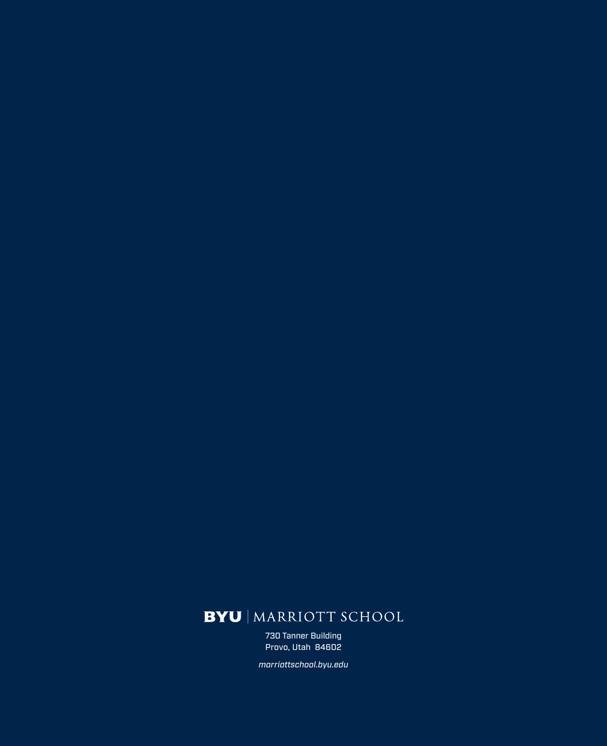**BYU** | MARRIOTT SCHOOL

730 Tanner Building
Provo, Utah 84602

*marriottschool.byu.edu*